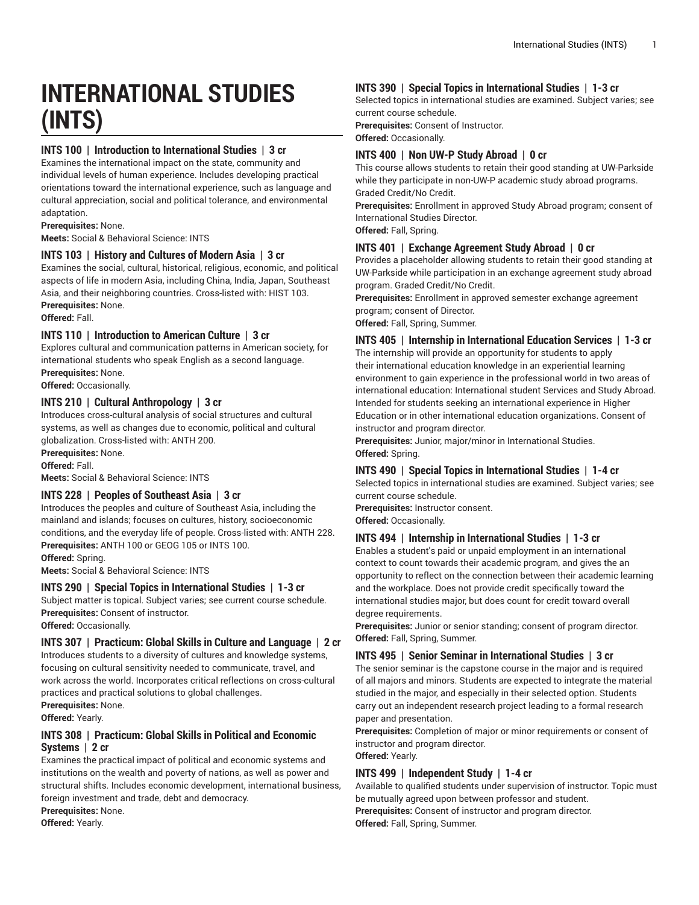# INTERNATIONAL STUDIES (INTS)

### INTS 100 | Introduction to International Studies | 3 cr

Examines the international impact on the state, community and individual levels of human experience. Includes developing practical orientations toward the international experience, such as language and cultural appreciation, social and political tolerance, and environmental adaptation.

**Prerequisites:** None.

**Meets:** Social & Behavioral Science: INTS

### INTS 103 | History and Cultures of Modern Asia | 3 cr

Examines the social, cultural, historical, religious, economic, and political aspects of life in modern Asia, including China, India, Japan, Southeast Asia, and their neighboring countries. Cross-listed with: HIST 103.

**Prerequisites:** None.

**Offered:** Fall.

### INTS 110 | Introduction to American Culture | 3 cr

Explores cultural and communication patterns in American society, for international students who speak English as a second language.

**Prerequisites:** None.

**Offered:** Occasionally.

### INTS 210 | Cultural Anthropology | 3 cr

Introduces cross-cultural analysis of social structures and cultural systems, as well as changes due to economic, political and cultural globalization. Cross-listed with: ANTH 200.

**Prerequisites:** None.

**Offered:** Fall.

**Meets:** Social & Behavioral Science: INTS

### INTS 228 | Peoples of Southeast Asia | 3 cr

Introduces the peoples and culture of Southeast Asia, including the mainland and islands; focuses on cultures, history, socioeconomic conditions, and the everyday life of people. Cross-listed with: ANTH 228.

**Prerequisites:** ANTH 100 or GEOG 105 or INTS 100.

**Offered:** Spring.

**Meets:** Social & Behavioral Science: INTS

### INTS 290 | Special Topics in International Studies | 1-3 cr

Subject matter is topical. Subject varies; see current course schedule.

**Prerequisites:** Consent of instructor.

**Offered:** Occasionally.

### INTS 307 | Practicum: Global Skills in Culture and Language | 2 cr

Introduces students to a diversity of cultures and knowledge systems, focusing on cultural sensitivity needed to communicate, travel, and work across the world. Incorporates critical reflections on cross-cultural practices and practical solutions to global challenges.

**Prerequisites:** None.

**Offered:** Yearly.

### INTS 308 | Practicum: Global Skills in Political and Economic Systems | 2 cr

Examines the practical impact of political and economic systems and institutions on the wealth and poverty of nations, as well as power and structural shifts. Includes economic development, international business, foreign investment and trade, debt and democracy.

**Prerequisites:** None.

**Offered:** Yearly.

### INTS 390 | Special Topics in International Studies | 1-3 cr

Selected topics in international studies are examined. Subject varies; see current course schedule.

**Prerequisites:** Consent of Instructor.

**Offered:** Occasionally.

### INTS 400 | Non UW-P Study Abroad | 0 cr

This course allows students to retain their good standing at UW-Parkside while they participate in non-UW-P academic study abroad programs. Graded Credit/No Credit.

**Prerequisites:** Enrollment in approved Study Abroad program; consent of International Studies Director.

**Offered:** Fall, Spring.

### INTS 401 | Exchange Agreement Study Abroad | 0 cr

Provides a placeholder allowing students to retain their good standing at UW-Parkside while participation in an exchange agreement study abroad program. Graded Credit/No Credit.

**Prerequisites:** Enrollment in approved semester exchange agreement program; consent of Director.

**Offered:** Fall, Spring, Summer.

### INTS 405 | Internship in International Education Services | 1-3 cr

The internship will provide an opportunity for students to apply their international education knowledge in an experiential learning environment to gain experience in the professional world in two areas of international education: International student Services and Study Abroad. Intended for students seeking an international experience in Higher Education or in other international education organizations. Consent of instructor and program director.

**Prerequisites:** Junior, major/minor in International Studies.

**Offered:** Spring.

### INTS 490 | Special Topics in International Studies | 1-4 cr

Selected topics in international studies are examined. Subject varies; see current course schedule.

**Prerequisites:** Instructor consent.

**Offered:** Occasionally.

### INTS 494 | Internship in International Studies | 1-3 cr

Enables a student's paid or unpaid employment in an international context to count towards their academic program, and gives the an opportunity to reflect on the connection between their academic learning and the workplace. Does not provide credit specifically toward the international studies major, but does count for credit toward overall degree requirements.

**Prerequisites:** Junior or senior standing; consent of program director.

**Offered:** Fall, Spring, Summer.

### INTS 495 | Senior Seminar in International Studies | 3 cr

The senior seminar is the capstone course in the major and is required of all majors and minors. Students are expected to integrate the material studied in the major, and especially in their selected option. Students carry out an independent research project leading to a formal research paper and presentation.

**Prerequisites:** Completion of major or minor requirements or consent of instructor and program director.

**Offered:** Yearly.

### INTS 499 | Independent Study | 1-4 cr

Available to qualified students under supervision of instructor. Topic must be mutually agreed upon between professor and student.

**Prerequisites:** Consent of instructor and program director.

**Offered:** Fall, Spring, Summer.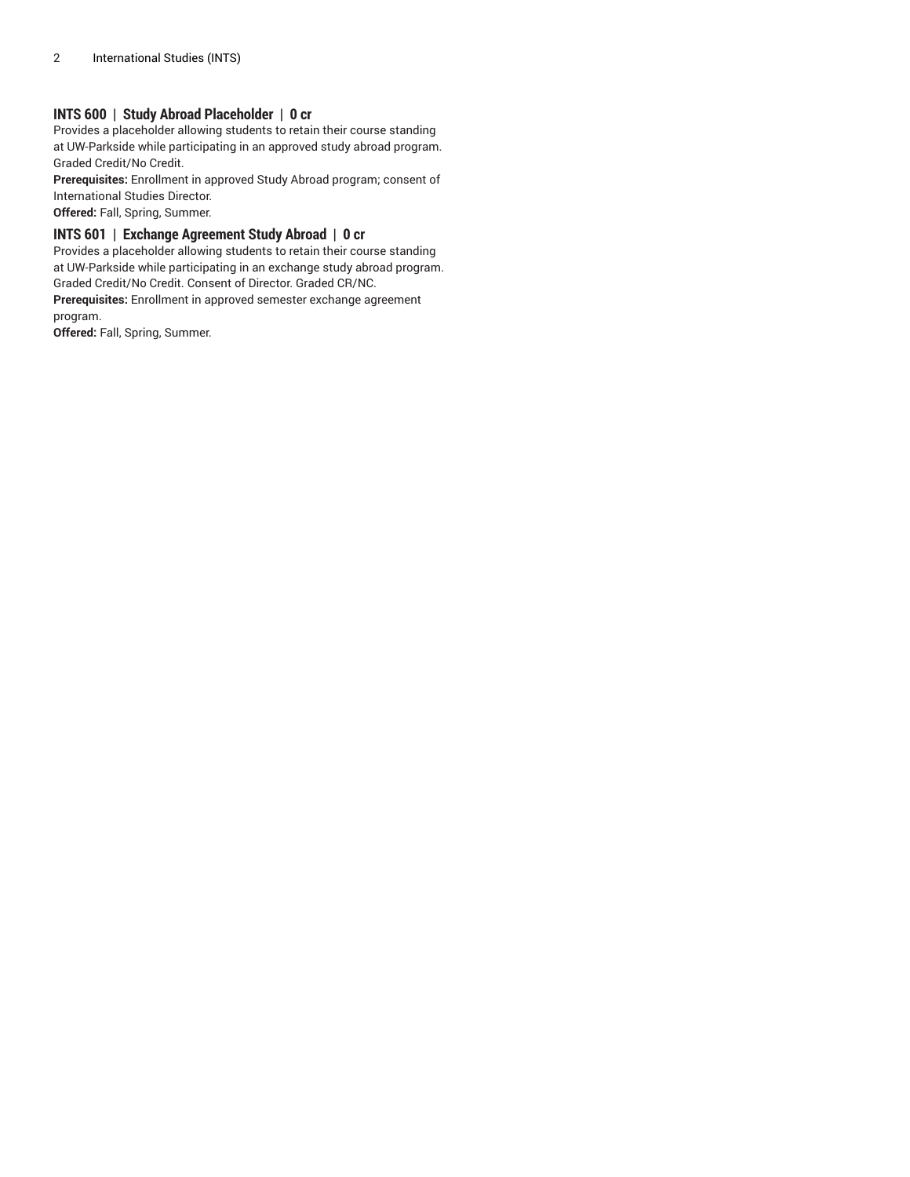### INTS 600 | Study Abroad Placeholder | 0 cr

Provides a placeholder allowing students to retain their course standing at UW-Parkside while participating in an approved study abroad program. Graded Credit/No Credit.

**Prerequisites:** Enrollment in approved Study Abroad program; consent of International Studies Director.

**Offered:** Fall, Spring, Summer.

### INTS 601 | Exchange Agreement Study Abroad | 0 cr

Provides a placeholder allowing students to retain their course standing at UW-Parkside while participating in an exchange study abroad program. Graded Credit/No Credit. Consent of Director. Graded CR/NC.

**Prerequisites:** Enrollment in approved semester exchange agreement program.

**Offered:** Fall, Spring, Summer.